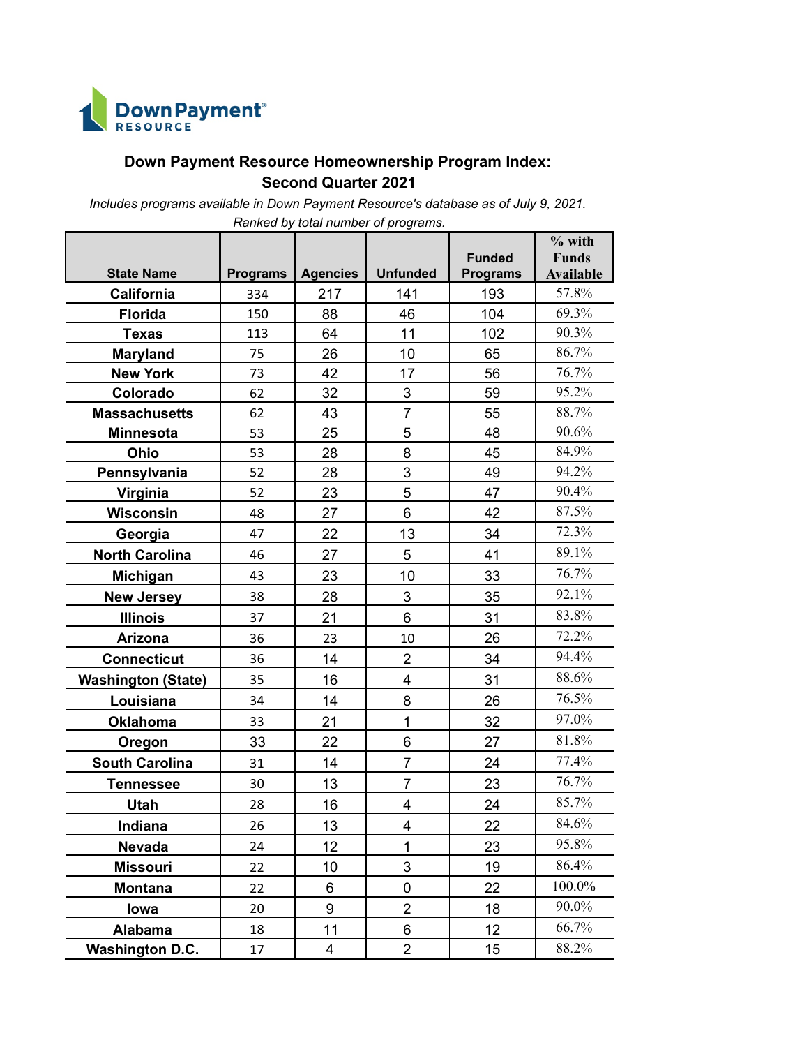Down Payment RESOURCE

## Down Payment Resource Homeownership Program Index: Second Quarter 2021

*Includes programs available in Down Payment Resource's database as of July 9, 2021.*

*Ranked by total number of programs.*

| State Name | Programs | Agencies | Unfunded | Funded Programs | % with Funds Available |
|---|---|---|---|---|---|
| California | 334 | 217 | 141 | 193 | 57.8% |
| Florida | 150 | 88 | 46 | 104 | 69.3% |
| Texas | 113 | 64 | 11 | 102 | 90.3% |
| Maryland | 75 | 26 | 10 | 65 | 86.7% |
| New York | 73 | 42 | 17 | 56 | 76.7% |
| Colorado | 62 | 32 | 3 | 59 | 95.2% |
| Massachusetts | 62 | 43 | 7 | 55 | 88.7% |
| Minnesota | 53 | 25 | 5 | 48 | 90.6% |
| Ohio | 53 | 28 | 8 | 45 | 84.9% |
| Pennsylvania | 52 | 28 | 3 | 49 | 94.2% |
| Virginia | 52 | 23 | 5 | 47 | 90.4% |
| Wisconsin | 48 | 27 | 6 | 42 | 87.5% |
| Georgia | 47 | 22 | 13 | 34 | 72.3% |
| North Carolina | 46 | 27 | 5 | 41 | 89.1% |
| Michigan | 43 | 23 | 10 | 33 | 76.7% |
| New Jersey | 38 | 28 | 3 | 35 | 92.1% |
| Illinois | 37 | 21 | 6 | 31 | 83.8% |
| Arizona | 36 | 23 | 10 | 26 | 72.2% |
| Connecticut | 36 | 14 | 2 | 34 | 94.4% |
| Washington (State) | 35 | 16 | 4 | 31 | 88.6% |
| Louisiana | 34 | 14 | 8 | 26 | 76.5% |
| Oklahoma | 33 | 21 | 1 | 32 | 97.0% |
| Oregon | 33 | 22 | 6 | 27 | 81.8% |
| South Carolina | 31 | 14 | 7 | 24 | 77.4% |
| Tennessee | 30 | 13 | 7 | 23 | 76.7% |
| Utah | 28 | 16 | 4 | 24 | 85.7% |
| Indiana | 26 | 13 | 4 | 22 | 84.6% |
| Nevada | 24 | 12 | 1 | 23 | 95.8% |
| Missouri | 22 | 10 | 3 | 19 | 86.4% |
| Montana | 22 | 6 | 0 | 22 | 100.0% |
| Iowa | 20 | 9 | 2 | 18 | 90.0% |
| Alabama | 18 | 11 | 6 | 12 | 66.7% |
| Washington D.C. | 17 | 4 | 2 | 15 | 88.2% |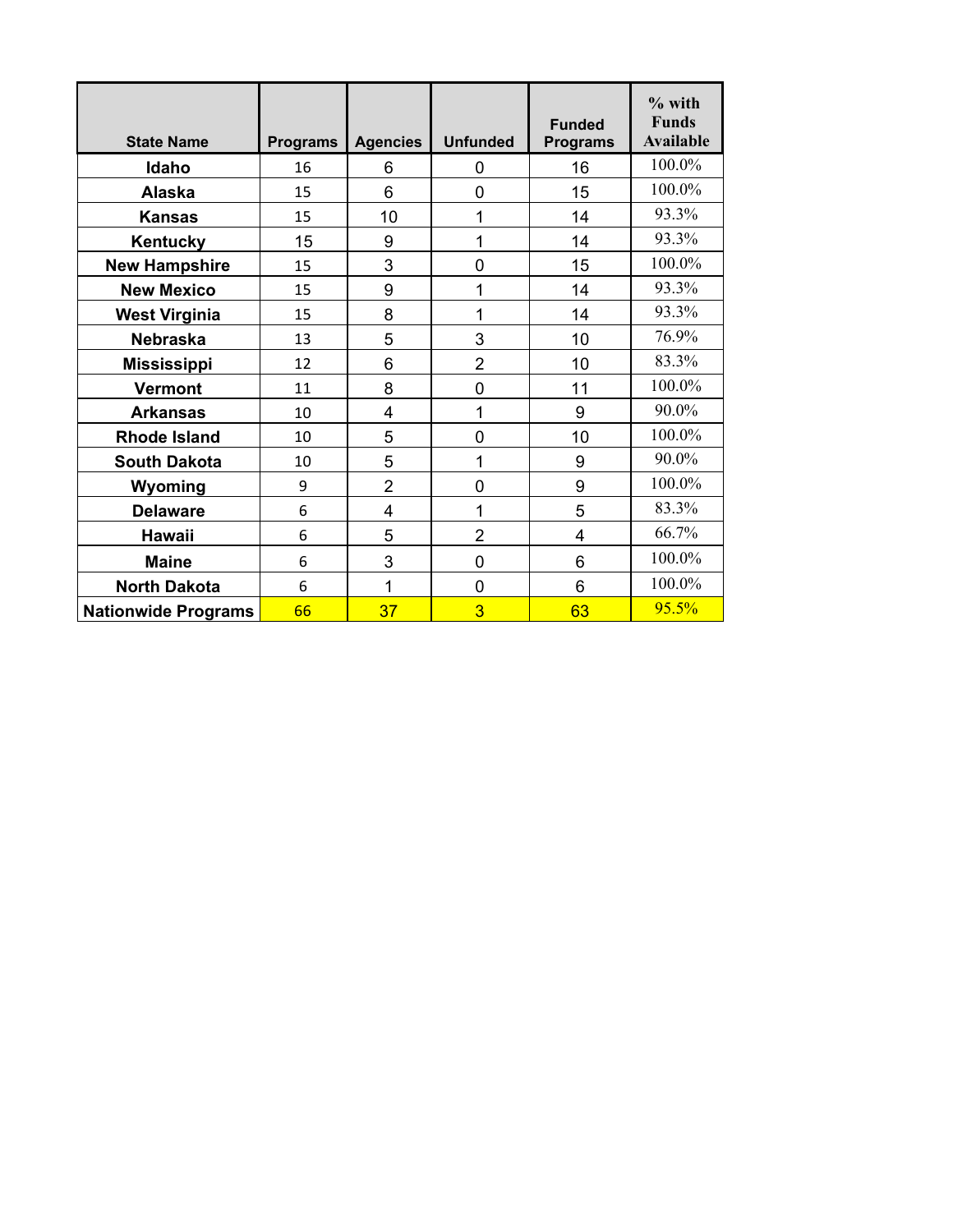| State Name | Programs | Agencies | Unfunded | Funded Programs | % with Funds Available |
|---|---|---|---|---|---|
| Idaho | 16 | 6 | 0 | 16 | 100.0% |
| Alaska | 15 | 6 | 0 | 15 | 100.0% |
| Kansas | 15 | 10 | 1 | 14 | 93.3% |
| Kentucky | 15 | 9 | 1 | 14 | 93.3% |
| New Hampshire | 15 | 3 | 0 | 15 | 100.0% |
| New Mexico | 15 | 9 | 1 | 14 | 93.3% |
| West Virginia | 15 | 8 | 1 | 14 | 93.3% |
| Nebraska | 13 | 5 | 3 | 10 | 76.9% |
| Mississippi | 12 | 6 | 2 | 10 | 83.3% |
| Vermont | 11 | 8 | 0 | 11 | 100.0% |
| Arkansas | 10 | 4 | 1 | 9 | 90.0% |
| Rhode Island | 10 | 5 | 0 | 10 | 100.0% |
| South Dakota | 10 | 5 | 1 | 9 | 90.0% |
| Wyoming | 9 | 2 | 0 | 9 | 100.0% |
| Delaware | 6 | 4 | 1 | 5 | 83.3% |
| Hawaii | 6 | 5 | 2 | 4 | 66.7% |
| Maine | 6 | 3 | 0 | 6 | 100.0% |
| North Dakota | 6 | 1 | 0 | 6 | 100.0% |
| **Nationwide Programs** | 66 | 37 | 3 | 63 | 95.5% |